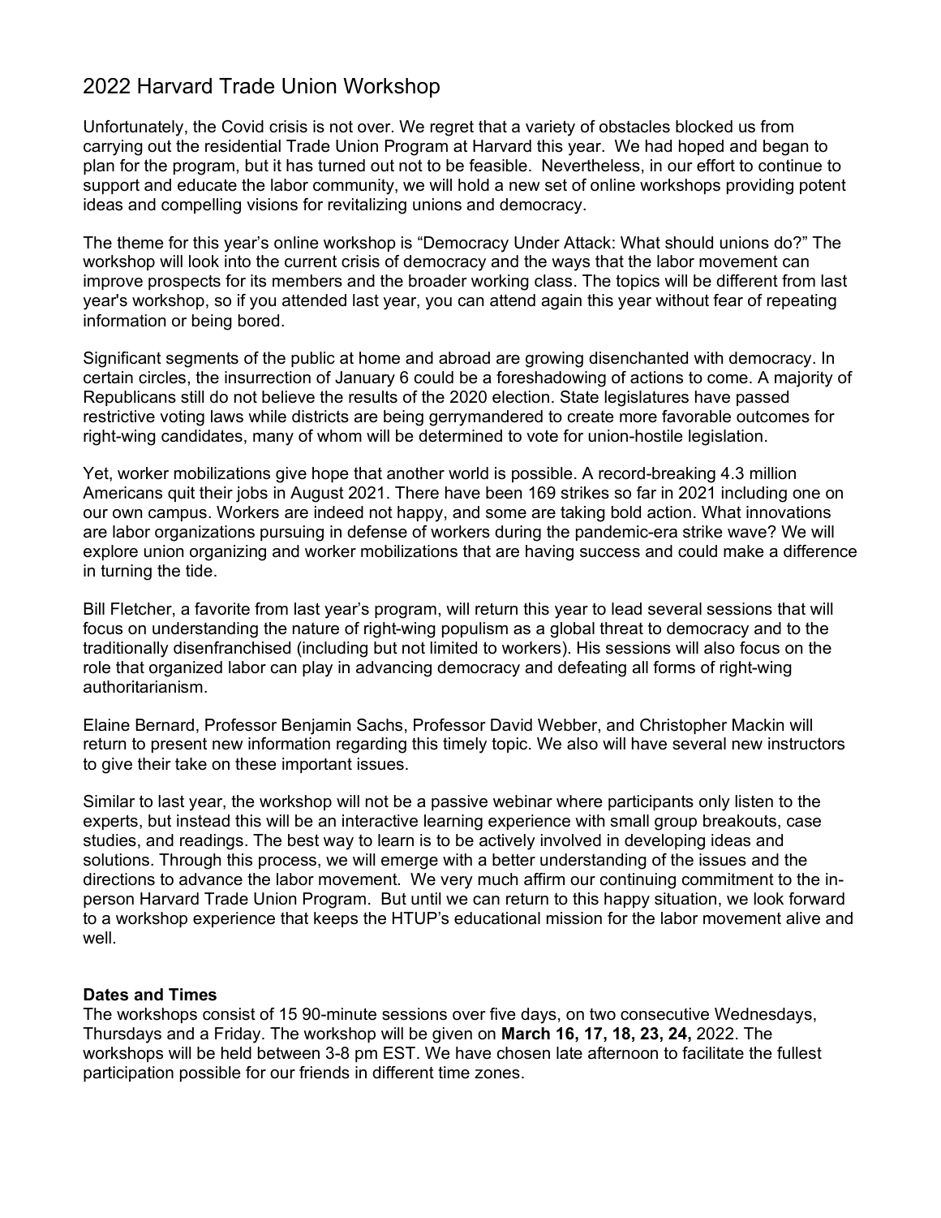# 2022 Harvard Trade Union Workshop

Unfortunately, the Covid crisis is not over. We regret that a variety of obstacles blocked us from carrying out the residential Trade Union Program at Harvard this year. We had hoped and began to plan for the program, but it has turned out not to be feasible. Nevertheless, in our effort to continue to support and educate the labor community, we will hold a new set of online workshops providing potent ideas and compelling visions for revitalizing unions and democracy.

The theme for this year's online workshop is "Democracy Under Attack: What should unions do?" The workshop will look into the current crisis of democracy and the ways that the labor movement can improve prospects for its members and the broader working class. The topics will be different from last year's workshop, so if you attended last year, you can attend again this year without fear of repeating information or being bored.

Significant segments of the public at home and abroad are growing disenchanted with democracy. In certain circles, the insurrection of January 6 could be a foreshadowing of actions to come. A majority of Republicans still do not believe the results of the 2020 election. State legislatures have passed restrictive voting laws while districts are being gerrymandered to create more favorable outcomes for right-wing candidates, many of whom will be determined to vote for union-hostile legislation.

Yet, worker mobilizations give hope that another world is possible. A record-breaking 4.3 million Americans quit their jobs in August 2021. There have been 169 strikes so far in 2021 including one on our own campus. Workers are indeed not happy, and some are taking bold action. What innovations are labor organizations pursuing in defense of workers during the pandemic-era strike wave? We will explore union organizing and worker mobilizations that are having success and could make a difference in turning the tide.

Bill Fletcher, a favorite from last year's program, will return this year to lead several sessions that will focus on understanding the nature of right-wing populism as a global threat to democracy and to the traditionally disenfranchised (including but not limited to workers). His sessions will also focus on the role that organized labor can play in advancing democracy and defeating all forms of right-wing authoritarianism.

Elaine Bernard, Professor Benjamin Sachs, Professor David Webber, and Christopher Mackin will return to present new information regarding this timely topic. We also will have several new instructors to give their take on these important issues.

Similar to last year, the workshop will not be a passive webinar where participants only listen to the experts, but instead this will be an interactive learning experience with small group breakouts, case studies, and readings. The best way to learn is to be actively involved in developing ideas and solutions. Through this process, we will emerge with a better understanding of the issues and the directions to advance the labor movement. We very much affirm our continuing commitment to the in-person Harvard Trade Union Program. But until we can return to this happy situation, we look forward to a workshop experience that keeps the HTUP's educational mission for the labor movement alive and well.

**Dates and Times**

The workshops consist of 15 90-minute sessions over five days, on two consecutive Wednesdays, Thursdays and a Friday. The workshop will be given on **March 16, 17, 18, 23, 24,** 2022. The workshops will be held between 3-8 pm EST. We have chosen late afternoon to facilitate the fullest participation possible for our friends in different time zones.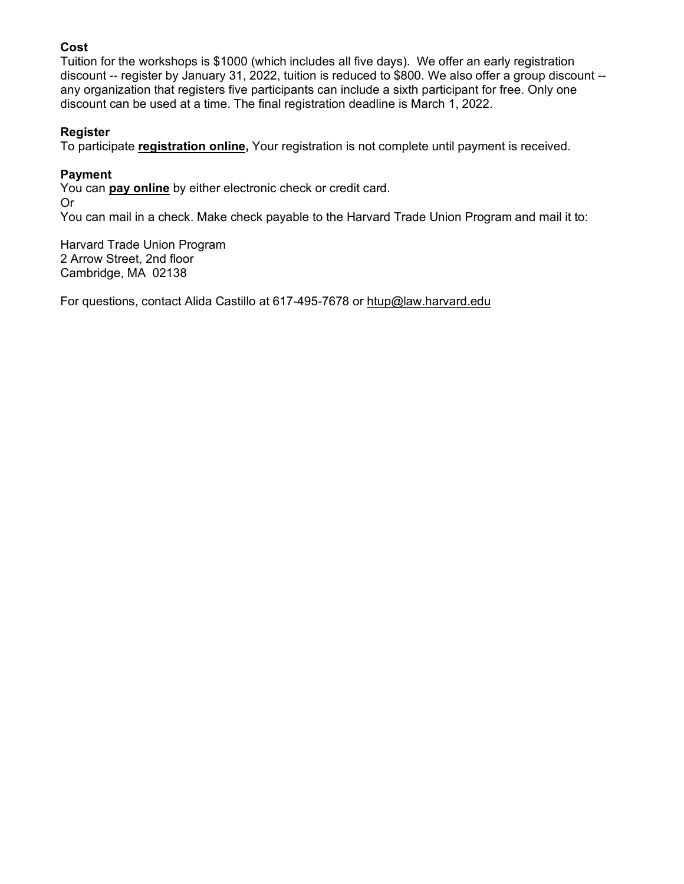**Cost**

Tuition for the workshops is $1000 (which includes all five days). We offer an early registration discount -- register by January 31, 2022, tuition is reduced to $800. We also offer a group discount -- any organization that registers five participants can include a sixth participant for free. Only one discount can be used at a time. The final registration deadline is March 1, 2022.

**Register**

To participate **registration online,** Your registration is not complete until payment is received.

**Payment**

You can **pay online** by either electronic check or credit card.
Or
You can mail in a check. Make check payable to the Harvard Trade Union Program and mail it to:

Harvard Trade Union Program
2 Arrow Street, 2nd floor
Cambridge, MA 02138

For questions, contact Alida Castillo at 617-495-7678 or htup@law.harvard.edu